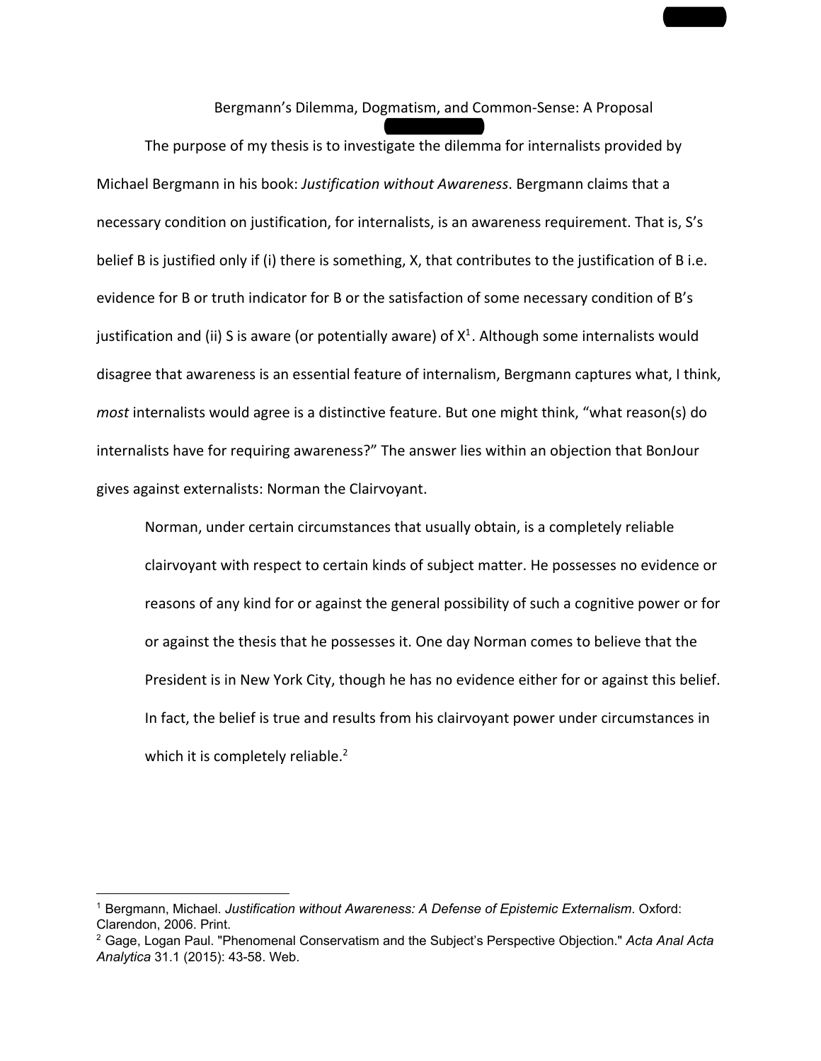# Bergmann's Dilemma, Dogmatism, and Common-Sense: A Proposal

The purpose of my thesis is to investigate the dilemma for internalists provided by Michael Bergmann in his book: *Justification without Awareness*. Bergmann claims that a necessary condition on justification, for internalists, is an awareness requirement. That is, S's belief B is justified only if (i) there is something, X, that contributes to the justification of B i.e. evidence for B or truth indicator for B or the satisfaction of some necessary condition of B's justification and (ii) S is aware (or potentially aware) of X[1]. Although some internalists would disagree that awareness is an essential feature of internalism, Bergmann captures what, I think, *most* internalists would agree is a distinctive feature. But one might think, "what reason(s) do internalists have for requiring awareness?" The answer lies within an objection that BonJour gives against externalists: Norman the Clairvoyant.

> Norman, under certain circumstances that usually obtain, is a completely reliable clairvoyant with respect to certain kinds of subject matter. He possesses no evidence or reasons of any kind for or against the general possibility of such a cognitive power or for or against the thesis that he possesses it. One day Norman comes to believe that the President is in New York City, though he has no evidence either for or against this belief. In fact, the belief is true and results from his clairvoyant power under circumstances in which it is completely reliable.[2]

---

[1] Bergmann, Michael. *Justification without Awareness: A Defense of Epistemic Externalism*. Oxford: Clarendon, 2006. Print.

[2] Gage, Logan Paul. "Phenomenal Conservatism and the Subject's Perspective Objection." *Acta Anal Acta Analytica* 31.1 (2015): 43-58. Web.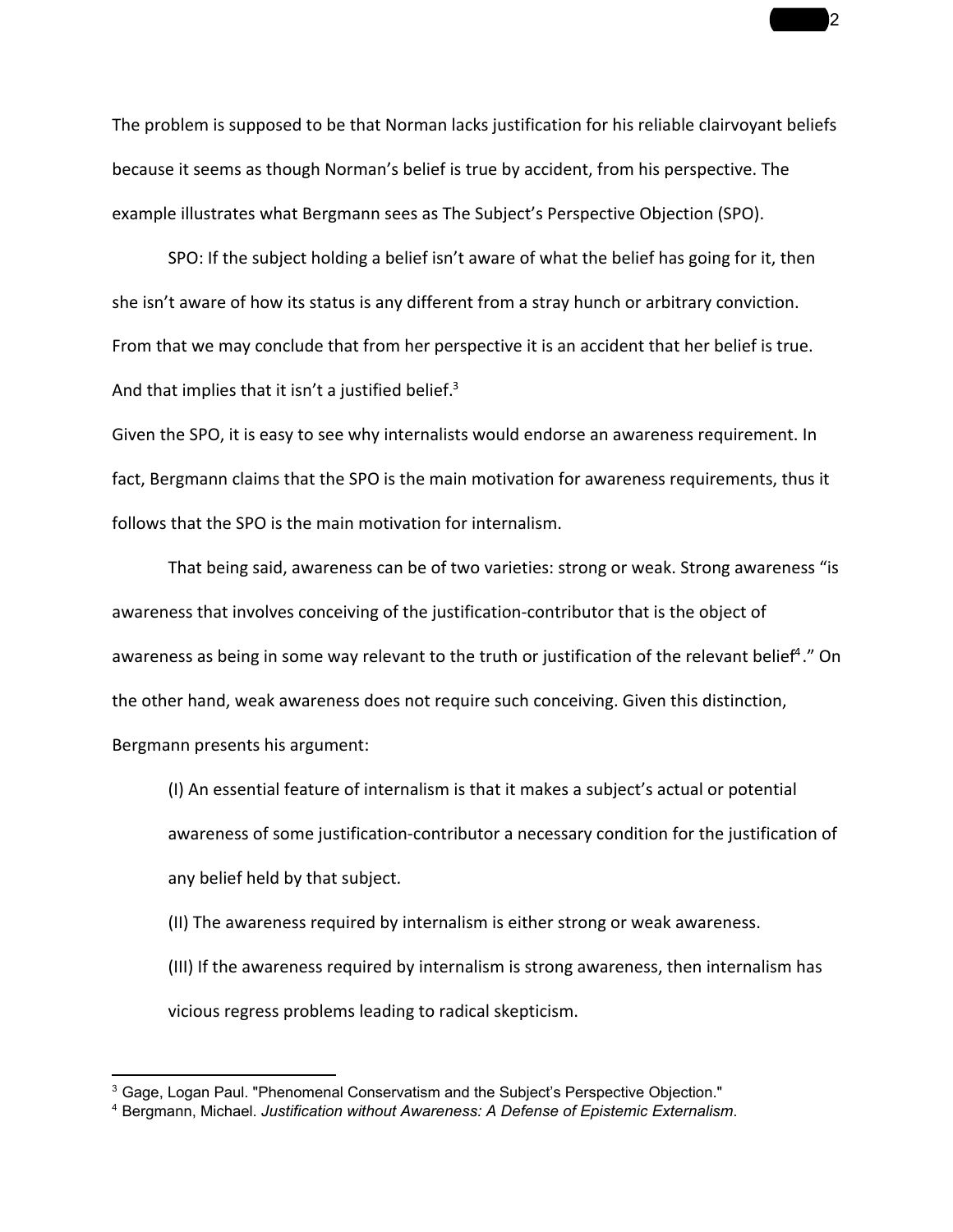The problem is supposed to be that Norman lacks justification for his reliable clairvoyant beliefs because it seems as though Norman's belief is true by accident, from his perspective. The example illustrates what Bergmann sees as The Subject's Perspective Objection (SPO).

> SPO: If the subject holding a belief isn't aware of what the belief has going for it, then she isn't aware of how its status is any different from a stray hunch or arbitrary conviction. From that we may conclude that from her perspective it is an accident that her belief is true. And that implies that it isn't a justified belief.[3]

Given the SPO, it is easy to see why internalists would endorse an awareness requirement. In fact, Bergmann claims that the SPO is the main motivation for awareness requirements, thus it follows that the SPO is the main motivation for internalism.

That being said, awareness can be of two varieties: strong or weak. Strong awareness "is awareness that involves conceiving of the justification-contributor that is the object of awareness as being in some way relevant to the truth or justification of the relevant belief[4]." On the other hand, weak awareness does not require such conceiving. Given this distinction, Bergmann presents his argument:

> (I) An essential feature of internalism is that it makes a subject's actual or potential awareness of some justification-contributor a necessary condition for the justification of any belief held by that subject.
>
> (II) The awareness required by internalism is either strong or weak awareness.
>
> (III) If the awareness required by internalism is strong awareness, then internalism has vicious regress problems leading to radical skepticism.

---

[3] Gage, Logan Paul. "Phenomenal Conservatism and the Subject's Perspective Objection."

[4] Bergmann, Michael. *Justification without Awareness: A Defense of Epistemic Externalism*.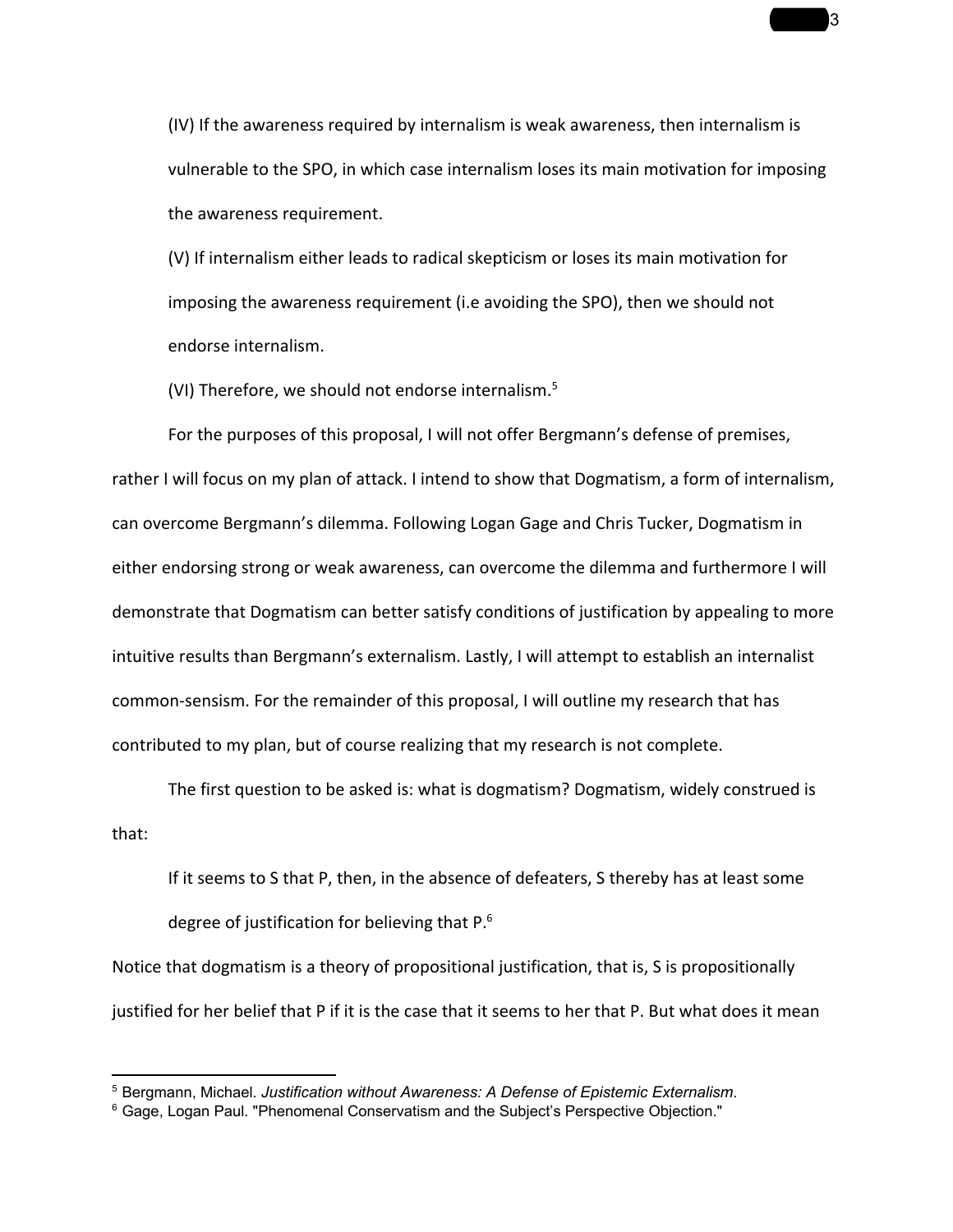(IV) If the awareness required by internalism is weak awareness, then internalism is vulnerable to the SPO, in which case internalism loses its main motivation for imposing the awareness requirement.

(V) If internalism either leads to radical skepticism or loses its main motivation for imposing the awareness requirement (i.e avoiding the SPO), then we should not endorse internalism.

(VI) Therefore, we should not endorse internalism.[5]

For the purposes of this proposal, I will not offer Bergmann's defense of premises, rather I will focus on my plan of attack. I intend to show that Dogmatism, a form of internalism, can overcome Bergmann's dilemma. Following Logan Gage and Chris Tucker, Dogmatism in either endorsing strong or weak awareness, can overcome the dilemma and furthermore I will demonstrate that Dogmatism can better satisfy conditions of justification by appealing to more intuitive results than Bergmann's externalism. Lastly, I will attempt to establish an internalist common-sensism. For the remainder of this proposal, I will outline my research that has contributed to my plan, but of course realizing that my research is not complete.

The first question to be asked is: what is dogmatism? Dogmatism, widely construed is that:

> If it seems to S that P, then, in the absence of defeaters, S thereby has at least some degree of justification for believing that P.[6]

Notice that dogmatism is a theory of propositional justification, that is, S is propositionally justified for her belief that P if it is the case that it seems to her that P. But what does it mean

---

[5] Bergmann, Michael. *Justification without Awareness: A Defense of Epistemic Externalism*.

[6] Gage, Logan Paul. "Phenomenal Conservatism and the Subject's Perspective Objection."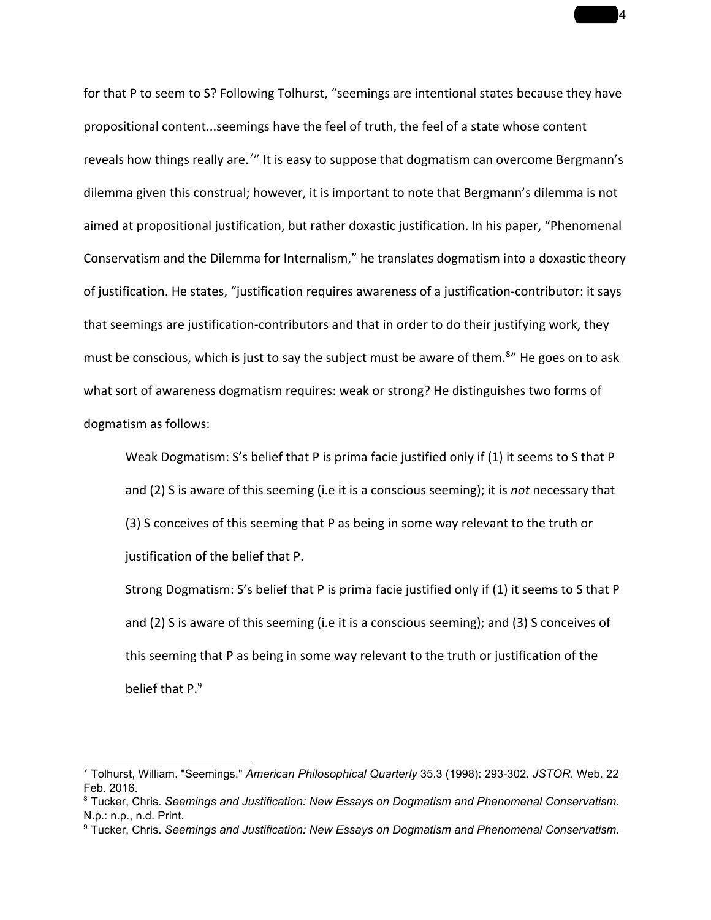for that P to seem to S? Following Tolhurst, "seemings are intentional states because they have propositional content...seemings have the feel of truth, the feel of a state whose content reveals how things really are.[7]" It is easy to suppose that dogmatism can overcome Bergmann's dilemma given this construal; however, it is important to note that Bergmann's dilemma is not aimed at propositional justification, but rather doxastic justification. In his paper, "Phenomenal Conservatism and the Dilemma for Internalism," he translates dogmatism into a doxastic theory of justification. He states, "justification requires awareness of a justification-contributor: it says that seemings are justification-contributors and that in order to do their justifying work, they must be conscious, which is just to say the subject must be aware of them.[8]" He goes on to ask what sort of awareness dogmatism requires: weak or strong? He distinguishes two forms of dogmatism as follows:

> Weak Dogmatism: S's belief that P is prima facie justified only if (1) it seems to S that P and (2) S is aware of this seeming (i.e it is a conscious seeming); it is *not* necessary that (3) S conceives of this seeming that P as being in some way relevant to the truth or justification of the belief that P.
>
> Strong Dogmatism: S's belief that P is prima facie justified only if (1) it seems to S that P and (2) S is aware of this seeming (i.e it is a conscious seeming); and (3) S conceives of this seeming that P as being in some way relevant to the truth or justification of the belief that P.[9]

---

[7] Tolhurst, William. "Seemings." *American Philosophical Quarterly* 35.3 (1998): 293-302. *JSTOR*. Web. 22 Feb. 2016.

[8] Tucker, Chris. *Seemings and Justification: New Essays on Dogmatism and Phenomenal Conservatism*. N.p.: n.p., n.d. Print.

[9] Tucker, Chris. *Seemings and Justification: New Essays on Dogmatism and Phenomenal Conservatism*.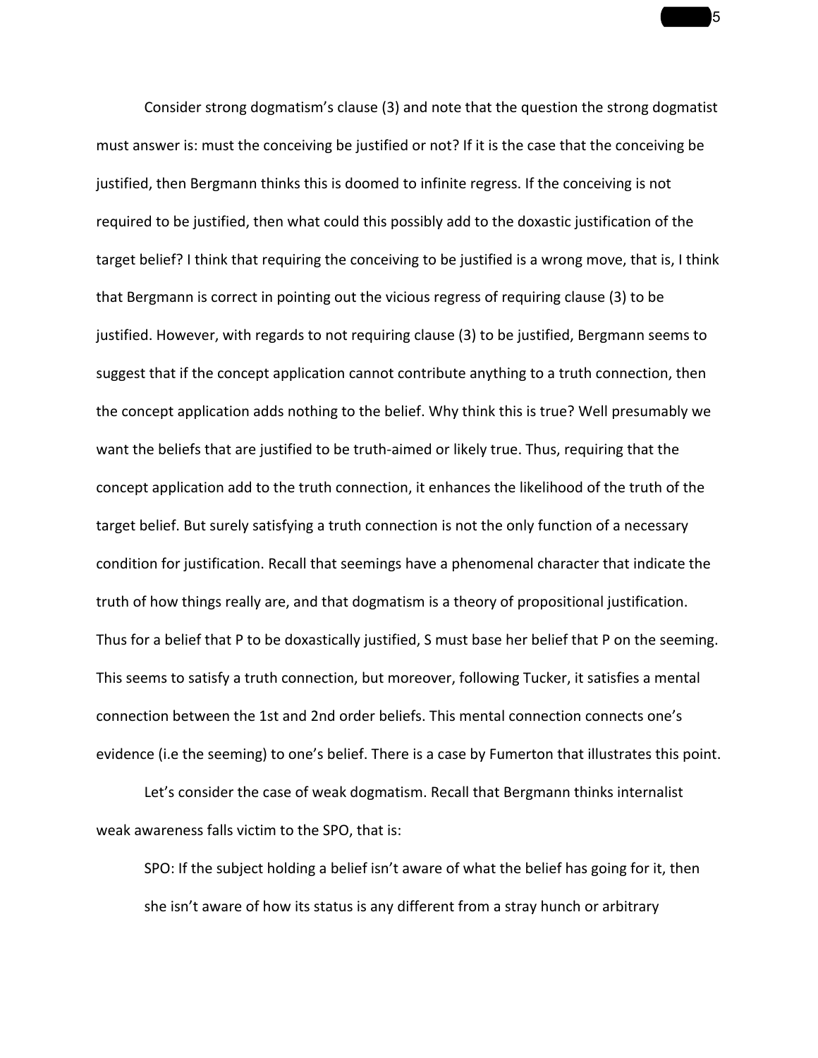Consider strong dogmatism's clause (3) and note that the question the strong dogmatist must answer is: must the conceiving be justified or not? If it is the case that the conceiving be justified, then Bergmann thinks this is doomed to infinite regress. If the conceiving is not required to be justified, then what could this possibly add to the doxastic justification of the target belief? I think that requiring the conceiving to be justified is a wrong move, that is, I think that Bergmann is correct in pointing out the vicious regress of requiring clause (3) to be justified. However, with regards to not requiring clause (3) to be justified, Bergmann seems to suggest that if the concept application cannot contribute anything to a truth connection, then the concept application adds nothing to the belief. Why think this is true? Well presumably we want the beliefs that are justified to be truth-aimed or likely true. Thus, requiring that the concept application add to the truth connection, it enhances the likelihood of the truth of the target belief. But surely satisfying a truth connection is not the only function of a necessary condition for justification. Recall that seemings have a phenomenal character that indicate the truth of how things really are, and that dogmatism is a theory of propositional justification. Thus for a belief that P to be doxastically justified, S must base her belief that P on the seeming. This seems to satisfy a truth connection, but moreover, following Tucker, it satisfies a mental connection between the 1st and 2nd order beliefs. This mental connection connects one's evidence (i.e the seeming) to one's belief. There is a case by Fumerton that illustrates this point.

Let's consider the case of weak dogmatism. Recall that Bergmann thinks internalist weak awareness falls victim to the SPO, that is:

> SPO: If the subject holding a belief isn't aware of what the belief has going for it, then she isn't aware of how its status is any different from a stray hunch or arbitrary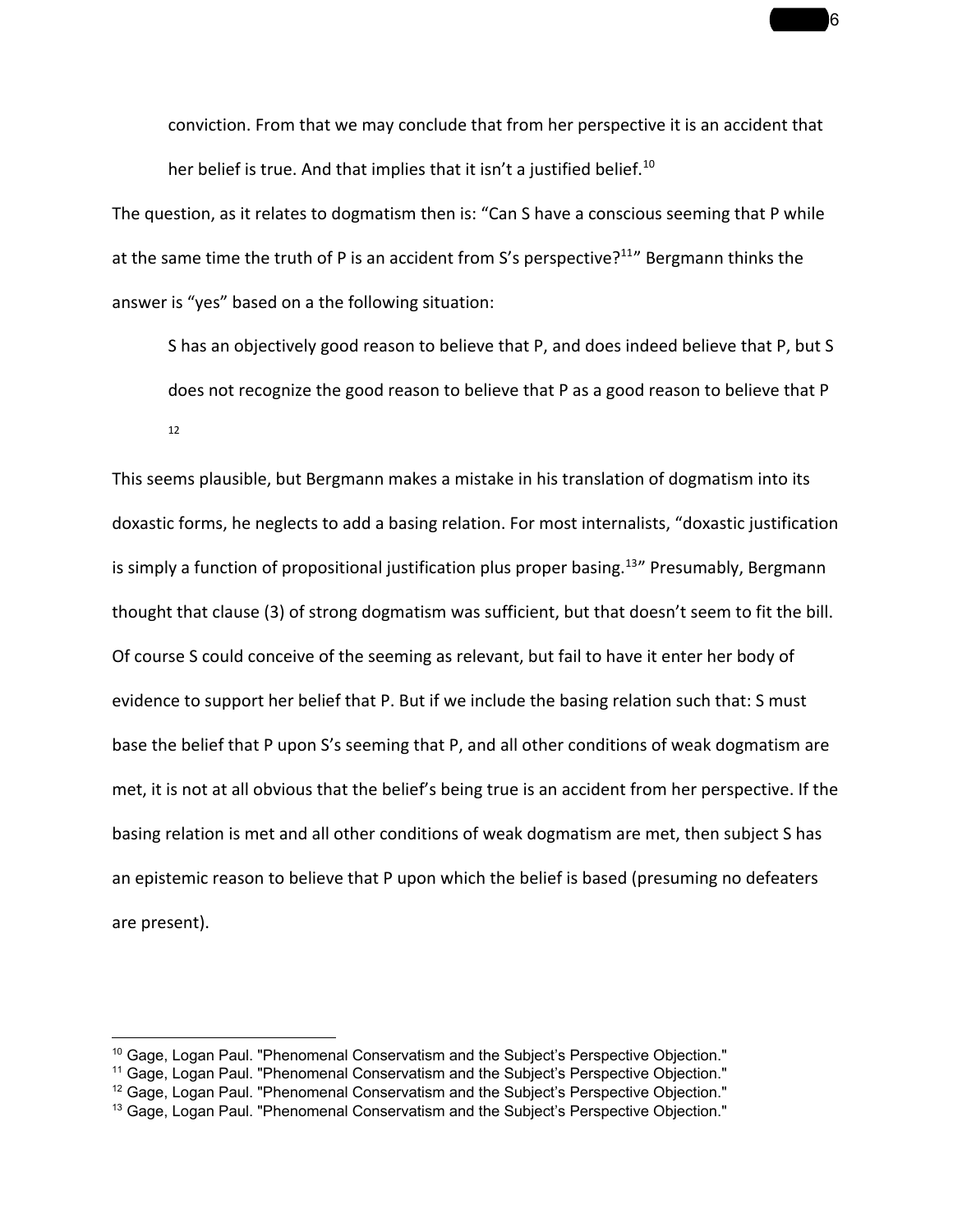> conviction. From that we may conclude that from her perspective it is an accident that her belief is true. And that implies that it isn't a justified belief.[10]

The question, as it relates to dogmatism then is: "Can S have a conscious seeming that P while at the same time the truth of P is an accident from S's perspective?[11]" Bergmann thinks the answer is "yes" based on a the following situation:

> S has an objectively good reason to believe that P, and does indeed believe that P, but S does not recognize the good reason to believe that P as a good reason to believe that P [12]

This seems plausible, but Bergmann makes a mistake in his translation of dogmatism into its doxastic forms, he neglects to add a basing relation. For most internalists, "doxastic justification is simply a function of propositional justification plus proper basing.[13]" Presumably, Bergmann thought that clause (3) of strong dogmatism was sufficient, but that doesn't seem to fit the bill. Of course S could conceive of the seeming as relevant, but fail to have it enter her body of evidence to support her belief that P. But if we include the basing relation such that: S must base the belief that P upon S's seeming that P, and all other conditions of weak dogmatism are met, it is not at all obvious that the belief's being true is an accident from her perspective. If the basing relation is met and all other conditions of weak dogmatism are met, then subject S has an epistemic reason to believe that P upon which the belief is based (presuming no defeaters are present).

---

[10] Gage, Logan Paul. "Phenomenal Conservatism and the Subject's Perspective Objection."
[11] Gage, Logan Paul. "Phenomenal Conservatism and the Subject's Perspective Objection."
[12] Gage, Logan Paul. "Phenomenal Conservatism and the Subject's Perspective Objection."
[13] Gage, Logan Paul. "Phenomenal Conservatism and the Subject's Perspective Objection."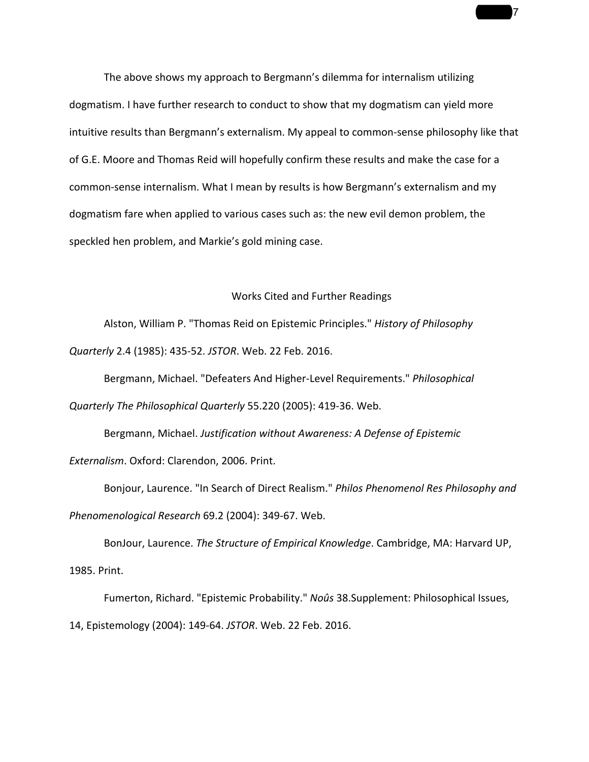The above shows my approach to Bergmann's dilemma for internalism utilizing dogmatism. I have further research to conduct to show that my dogmatism can yield more intuitive results than Bergmann's externalism. My appeal to common-sense philosophy like that of G.E. Moore and Thomas Reid will hopefully confirm these results and make the case for a common-sense internalism. What I mean by results is how Bergmann's externalism and my dogmatism fare when applied to various cases such as: the new evil demon problem, the speckled hen problem, and Markie's gold mining case.

## Works Cited and Further Readings

Alston, William P. "Thomas Reid on Epistemic Principles." *History of Philosophy Quarterly* 2.4 (1985): 435-52. *JSTOR*. Web. 22 Feb. 2016.

Bergmann, Michael. "Defeaters And Higher-Level Requirements." *Philosophical Quarterly The Philosophical Quarterly* 55.220 (2005): 419-36. Web.

Bergmann, Michael. *Justification without Awareness: A Defense of Epistemic Externalism*. Oxford: Clarendon, 2006. Print.

Bonjour, Laurence. "In Search of Direct Realism." *Philos Phenomenol Res Philosophy and Phenomenological Research* 69.2 (2004): 349-67. Web.

BonJour, Laurence. *The Structure of Empirical Knowledge*. Cambridge, MA: Harvard UP, 1985. Print.

Fumerton, Richard. "Epistemic Probability." *Noûs* 38.Supplement: Philosophical Issues, 14, Epistemology (2004): 149-64. *JSTOR*. Web. 22 Feb. 2016.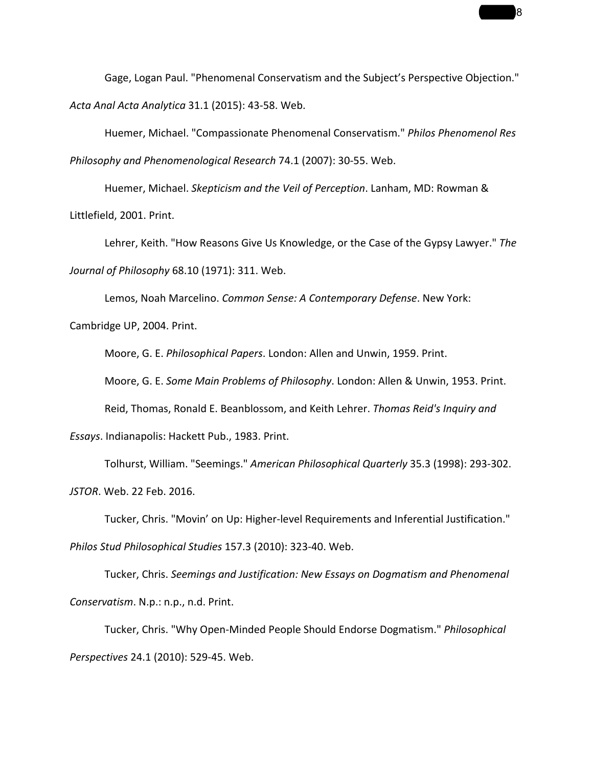Gage, Logan Paul. "Phenomenal Conservatism and the Subject's Perspective Objection." *Acta Anal Acta Analytica* 31.1 (2015): 43-58. Web.

Huemer, Michael. "Compassionate Phenomenal Conservatism." *Philos Phenomenol Res Philosophy and Phenomenological Research* 74.1 (2007): 30-55. Web.

Huemer, Michael. *Skepticism and the Veil of Perception*. Lanham, MD: Rowman & Littlefield, 2001. Print.

Lehrer, Keith. "How Reasons Give Us Knowledge, or the Case of the Gypsy Lawyer." *The Journal of Philosophy* 68.10 (1971): 311. Web.

Lemos, Noah Marcelino. *Common Sense: A Contemporary Defense*. New York: Cambridge UP, 2004. Print.

Moore, G. E. *Philosophical Papers*. London: Allen and Unwin, 1959. Print.

Moore, G. E. *Some Main Problems of Philosophy*. London: Allen & Unwin, 1953. Print.

Reid, Thomas, Ronald E. Beanblossom, and Keith Lehrer. *Thomas Reid's Inquiry and Essays*. Indianapolis: Hackett Pub., 1983. Print.

Tolhurst, William. "Seemings." *American Philosophical Quarterly* 35.3 (1998): 293-302. *JSTOR*. Web. 22 Feb. 2016.

Tucker, Chris. "Movin' on Up: Higher-level Requirements and Inferential Justification." *Philos Stud Philosophical Studies* 157.3 (2010): 323-40. Web.

Tucker, Chris. *Seemings and Justification: New Essays on Dogmatism and Phenomenal Conservatism*. N.p.: n.p., n.d. Print.

Tucker, Chris. "Why Open-Minded People Should Endorse Dogmatism." *Philosophical Perspectives* 24.1 (2010): 529-45. Web.